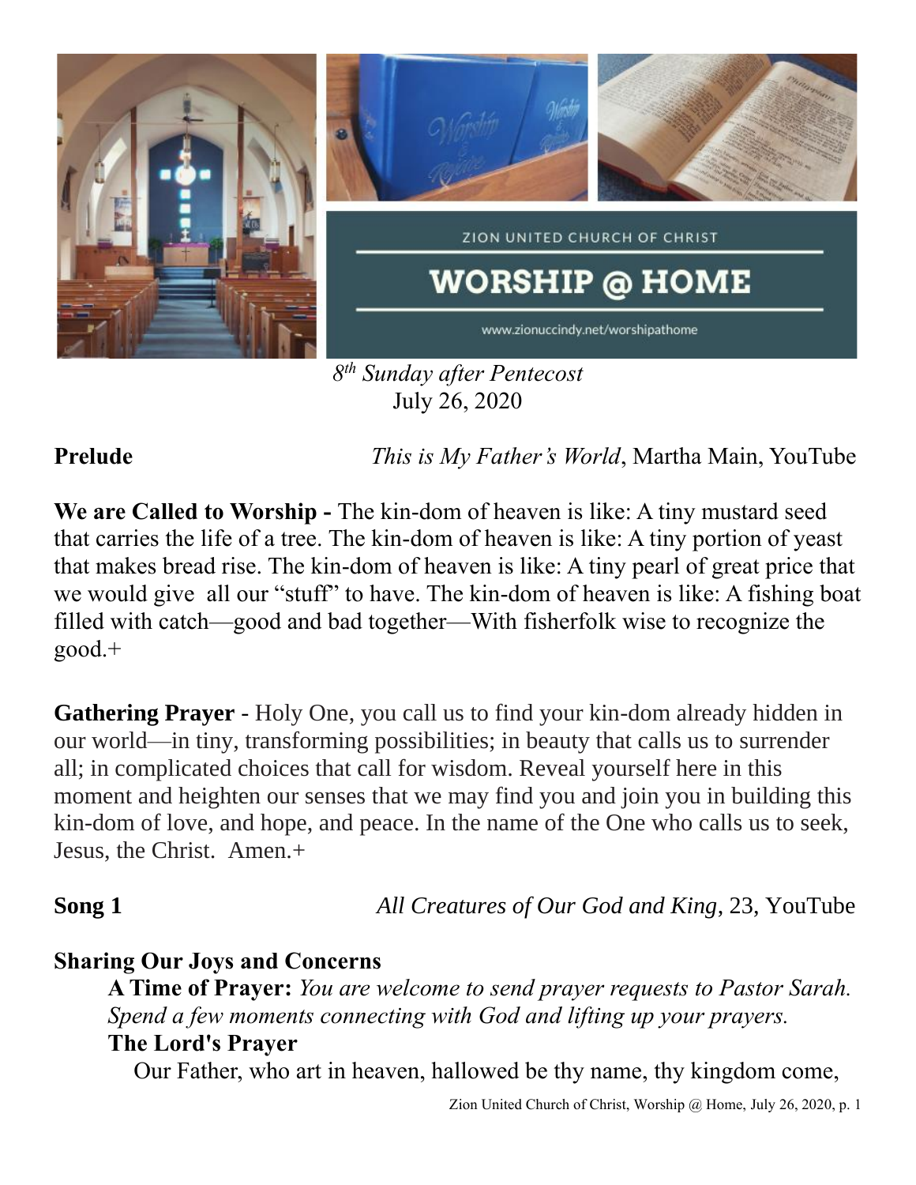ZION UNITED CHURCH OF CHRIST

# WORSHIP @ HOME

www.zionuccindy.net/worshipathome

*8th Sunday after Pentecost*
July 26, 2020

**Prelude** *This is My Father's World*, Martha Main, YouTube

**We are Called to Worship -** The kin-dom of heaven is like: A tiny mustard seed that carries the life of a tree. The kin-dom of heaven is like: A tiny portion of yeast that makes bread rise. The kin-dom of heaven is like: A tiny pearl of great price that we would give all our "stuff" to have. The kin-dom of heaven is like: A fishing boat filled with catch—good and bad together—With fisherfolk wise to recognize the good.+

**Gathering Prayer** - Holy One, you call us to find your kin-dom already hidden in our world—in tiny, transforming possibilities; in beauty that calls us to surrender all; in complicated choices that call for wisdom. Reveal yourself here in this moment and heighten our senses that we may find you and join you in building this kin-dom of love, and hope, and peace. In the name of the One who calls us to seek, Jesus, the Christ. Amen.+

**Song 1** *All Creatures of Our God and King*, 23, YouTube

**Sharing Our Joys and Concerns**

**A Time of Prayer:** *You are welcome to send prayer requests to Pastor Sarah. Spend a few moments connecting with God and lifting up your prayers.*

**The Lord's Prayer**

Our Father, who art in heaven, hallowed be thy name, thy kingdom come,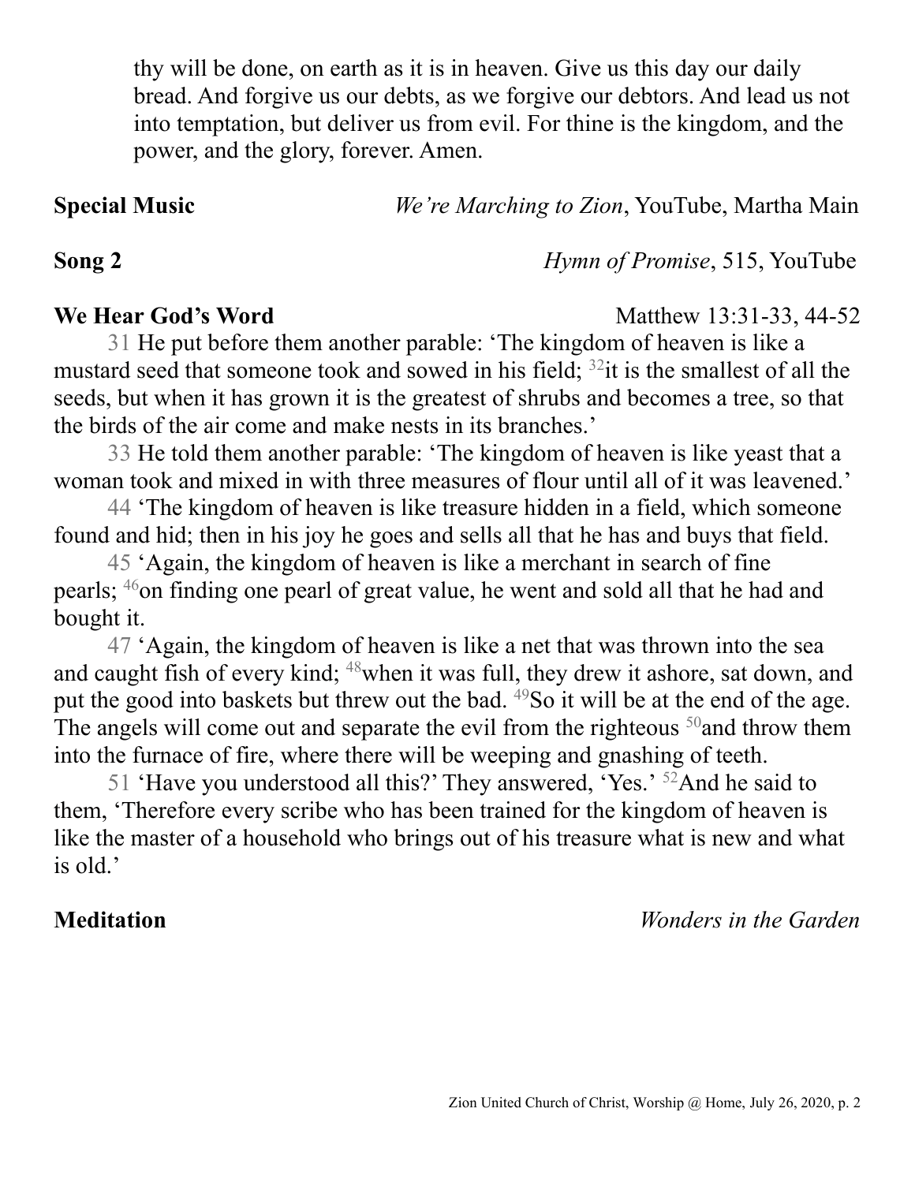thy will be done, on earth as it is in heaven. Give us this day our daily bread. And forgive us our debts, as we forgive our debtors. And lead us not into temptation, but deliver us from evil. For thine is the kingdom, and the power, and the glory, forever. Amen.

**Special Music** *We're Marching to Zion*, YouTube, Martha Main

**Song 2** *Hymn of Promise*, 515, YouTube

**We Hear God's Word** Matthew 13:31-33, 44-52

31 He put before them another parable: 'The kingdom of heaven is like a mustard seed that someone took and sowed in his field; 32 it is the smallest of all the seeds, but when it has grown it is the greatest of shrubs and becomes a tree, so that the birds of the air come and make nests in its branches.'

33 He told them another parable: 'The kingdom of heaven is like yeast that a woman took and mixed in with three measures of flour until all of it was leavened.'

44 'The kingdom of heaven is like treasure hidden in a field, which someone found and hid; then in his joy he goes and sells all that he has and buys that field.

45 'Again, the kingdom of heaven is like a merchant in search of fine pearls; 46 on finding one pearl of great value, he went and sold all that he had and bought it.

47 'Again, the kingdom of heaven is like a net that was thrown into the sea and caught fish of every kind; 48 when it was full, they drew it ashore, sat down, and put the good into baskets but threw out the bad. 49 So it will be at the end of the age. The angels will come out and separate the evil from the righteous 50 and throw them into the furnace of fire, where there will be weeping and gnashing of teeth.

51 'Have you understood all this?' They answered, 'Yes.' 52 And he said to them, 'Therefore every scribe who has been trained for the kingdom of heaven is like the master of a household who brings out of his treasure what is new and what is old.'

**Meditation** *Wonders in the Garden*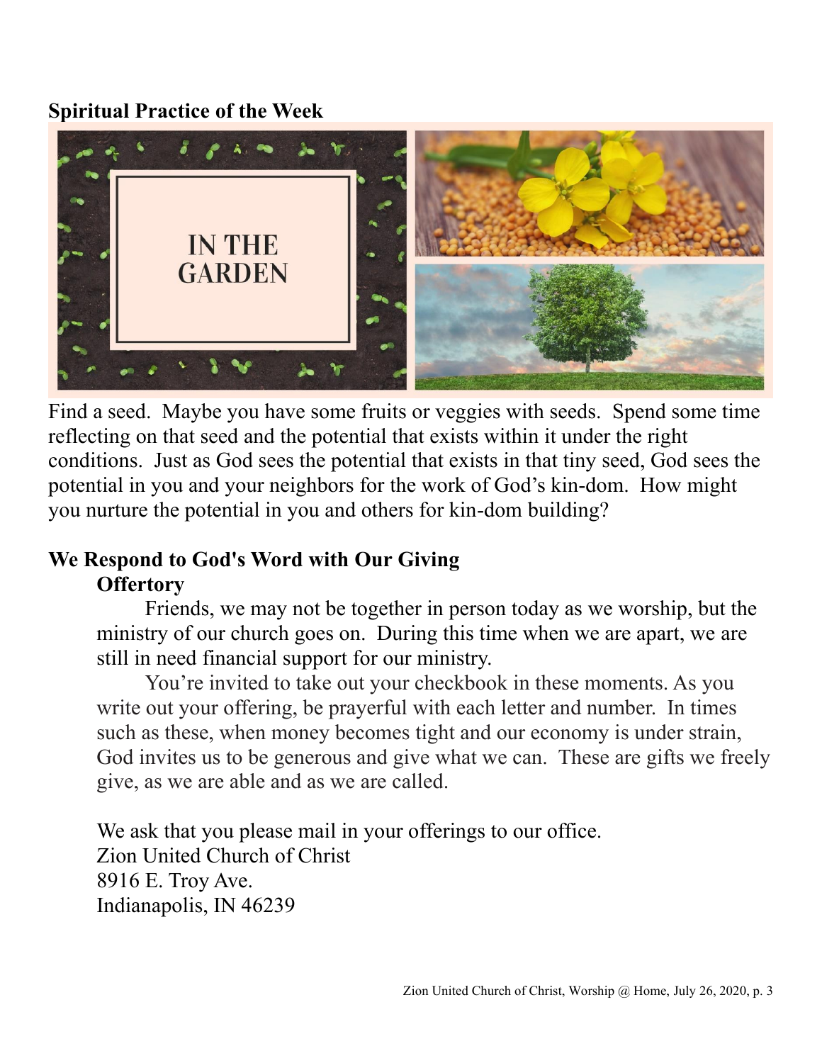## Spiritual Practice of the Week

IN THE GARDEN

Find a seed. Maybe you have some fruits or veggies with seeds. Spend some time reflecting on that seed and the potential that exists within it under the right conditions. Just as God sees the potential that exists in that tiny seed, God sees the potential in you and your neighbors for the work of God's kin-dom. How might you nurture the potential in you and others for kin-dom building?

## We Respond to God's Word with Our Giving

### Offertory

Friends, we may not be together in person today as we worship, but the ministry of our church goes on. During this time when we are apart, we are still in need financial support for our ministry.

You're invited to take out your checkbook in these moments. As you write out your offering, be prayerful with each letter and number. In times such as these, when money becomes tight and our economy is under strain, God invites us to be generous and give what we can. These are gifts we freely give, as we are able and as we are called.

We ask that you please mail in your offerings to our office.
Zion United Church of Christ
8916 E. Troy Ave.
Indianapolis, IN 46239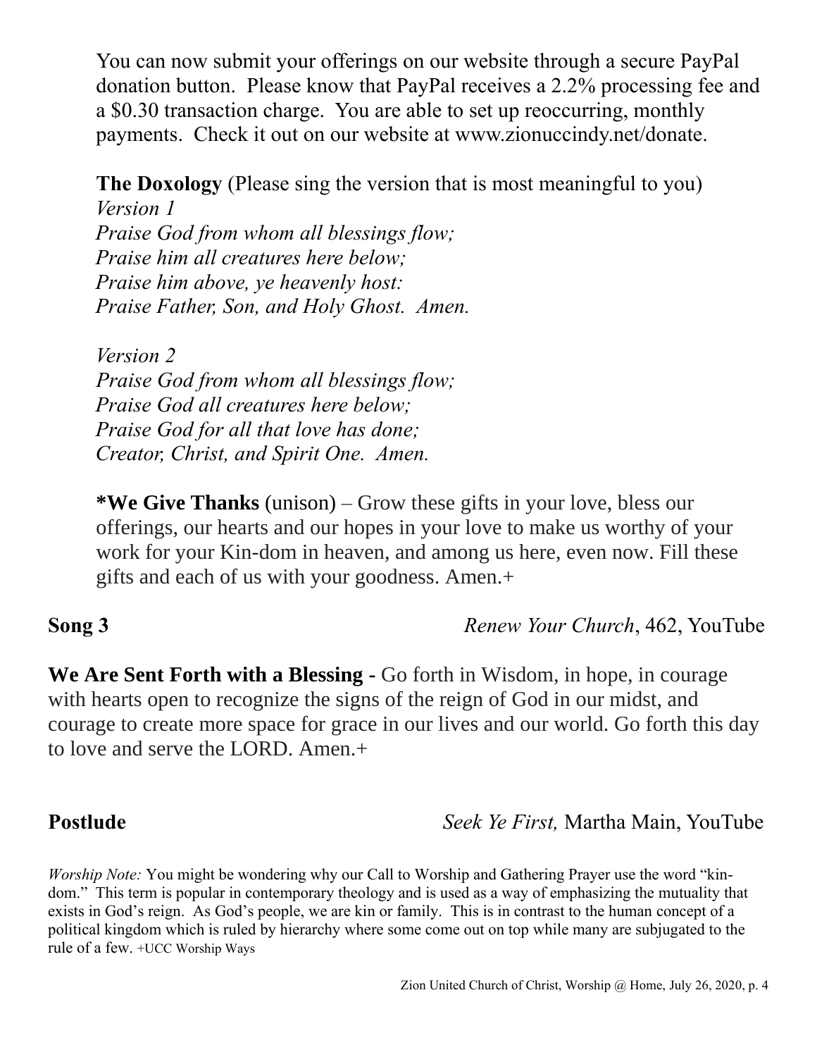You can now submit your offerings on our website through a secure PayPal donation button. Please know that PayPal receives a 2.2% processing fee and a $0.30 transaction charge. You are able to set up reoccurring, monthly payments. Check it out on our website at www.zionuccindy.net/donate.

**The Doxology** (Please sing the version that is most meaningful to you)
*Version 1*
*Praise God from whom all blessings flow;*
*Praise him all creatures here below;*
*Praise him above, ye heavenly host:*
*Praise Father, Son, and Holy Ghost. Amen.*

*Version 2*
*Praise God from whom all blessings flow;*
*Praise God all creatures here below;*
*Praise God for all that love has done;*
*Creator, Christ, and Spirit One. Amen.*

**\*We Give Thanks** (unison) – Grow these gifts in your love, bless our offerings, our hearts and our hopes in your love to make us worthy of your work for your Kin-dom in heaven, and among us here, even now. Fill these gifts and each of us with your goodness. Amen.+

**Song 3** *Renew Your Church*, 462, YouTube

**We Are Sent Forth with a Blessing -** Go forth in Wisdom, in hope, in courage with hearts open to recognize the signs of the reign of God in our midst, and courage to create more space for grace in our lives and our world. Go forth this day to love and serve the LORD. Amen.+

**Postlude** *Seek Ye First,* Martha Main, YouTube

*Worship Note:* You might be wondering why our Call to Worship and Gathering Prayer use the word "kin-dom." This term is popular in contemporary theology and is used as a way of emphasizing the mutuality that exists in God's reign. As God's people, we are kin or family. This is in contrast to the human concept of a political kingdom which is ruled by hierarchy where some come out on top while many are subjugated to the rule of a few. +UCC Worship Ways